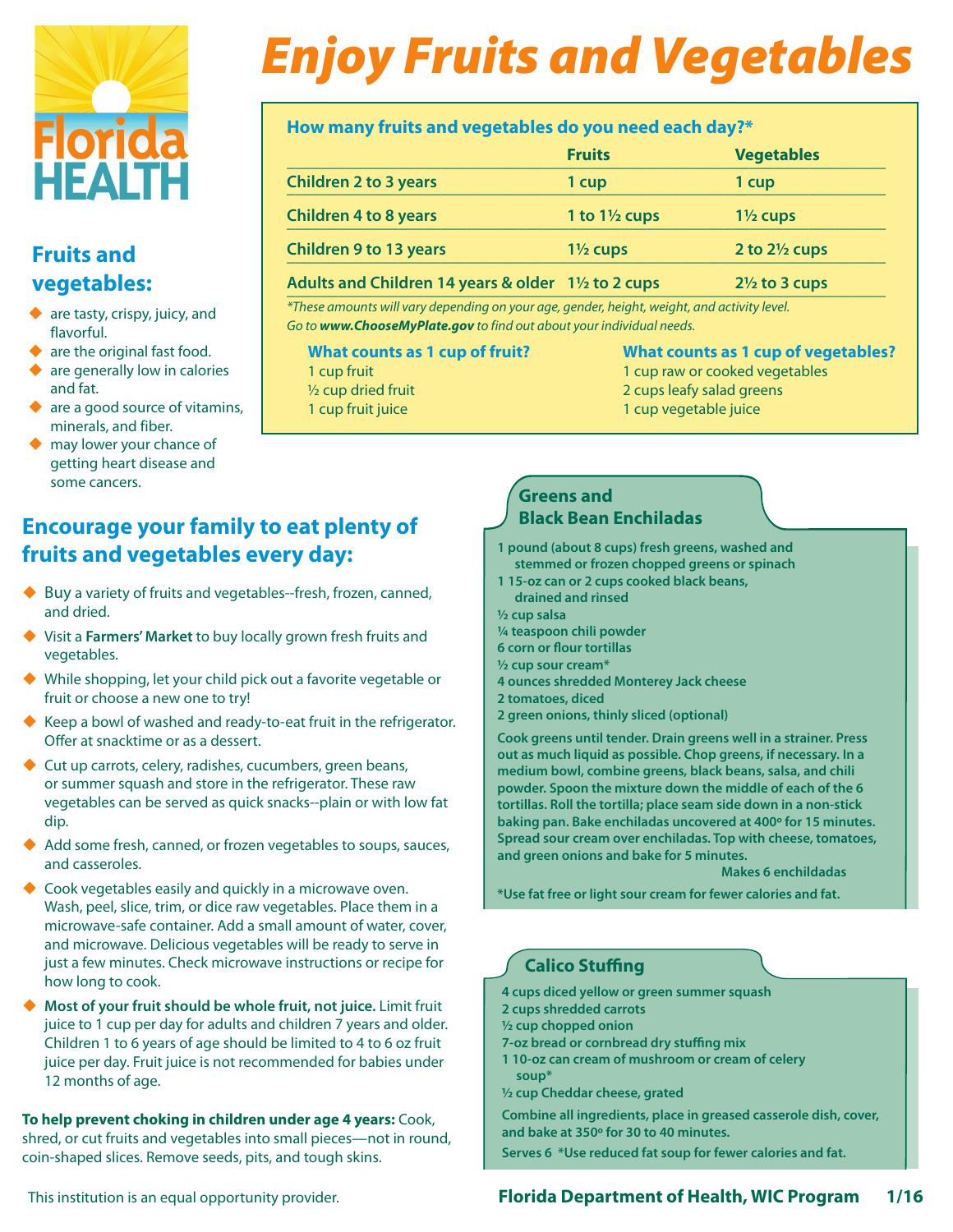Florida HEALTH

# Enjoy Fruits and Vegetables

**How many fruits and vegetables do you need each day?***

| | Fruits | Vegetables |
|---|---|---|
| Children 2 to 3 years | 1 cup | 1 cup |
| Children 4 to 8 years | 1 to 1½ cups | 1½ cups |
| Children 9 to 13 years | 1½ cups | 2 to 2½ cups |
| Adults and Children 14 years & older | 1½ to 2 cups | 2½ to 3 cups |

*These amounts will vary depending on your age, gender, height, weight, and activity level. Go to **www.ChooseMyPlate.gov** to find out about your individual needs.*

**What counts as 1 cup of fruit?**

- 1 cup fruit
- ½ cup dried fruit
- 1 cup fruit juice

**What counts as 1 cup of vegetables?**

- 1 cup raw or cooked vegetables
- 2 cups leafy salad greens
- 1 cup vegetable juice

## Fruits and vegetables:

- are tasty, crispy, juicy, and flavorful.
- are the original fast food.
- are generally low in calories and fat.
- are a good source of vitamins, minerals, and fiber.
- may lower your chance of getting heart disease and some cancers.

## Encourage your family to eat plenty of fruits and vegetables every day:

- Buy a variety of fruits and vegetables--fresh, frozen, canned, and dried.
- Visit a **Farmers' Market** to buy locally grown fresh fruits and vegetables.
- While shopping, let your child pick out a favorite vegetable or fruit or choose a new one to try!
- Keep a bowl of washed and ready-to-eat fruit in the refrigerator. Offer at snacktime or as a dessert.
- Cut up carrots, celery, radishes, cucumbers, green beans, or summer squash and store in the refrigerator. These raw vegetables can be served as quick snacks--plain or with low fat dip.
- Add some fresh, canned, or frozen vegetables to soups, sauces, and casseroles.
- Cook vegetables easily and quickly in a microwave oven. Wash, peel, slice, trim, or dice raw vegetables. Place them in a microwave-safe container. Add a small amount of water, cover, and microwave. Delicious vegetables will be ready to serve in just a few minutes. Check microwave instructions or recipe for how long to cook.
- **Most of your fruit should be whole fruit, not juice.** Limit fruit juice to 1 cup per day for adults and children 7 years and older. Children 1 to 6 years of age should be limited to 4 to 6 oz fruit juice per day. Fruit juice is not recommended for babies under 12 months of age.

**To help prevent choking in children under age 4 years:** Cook, shred, or cut fruits and vegetables into small pieces—not in round, coin-shaped slices. Remove seeds, pits, and tough skins.

## Greens and Black Bean Enchiladas

- 1 pound (about 8 cups) fresh greens, washed and stemmed or frozen chopped greens or spinach
- 1 15-oz can or 2 cups cooked black beans, drained and rinsed
- ½ cup salsa
- ¼ teaspoon chili powder
- 6 corn or flour tortillas
- ½ cup sour cream*
- 4 ounces shredded Monterey Jack cheese
- 2 tomatoes, diced
- 2 green onions, thinly sliced (optional)

Cook greens until tender. Drain greens well in a strainer. Press out as much liquid as possible. Chop greens, if necessary. In a medium bowl, combine greens, black beans, salsa, and chili powder. Spoon the mixture down the middle of each of the 6 tortillas. Roll the tortilla; place seam side down in a non-stick baking pan. Bake enchiladas uncovered at 400º for 15 minutes. Spread sour cream over enchiladas. Top with cheese, tomatoes, and green onions and bake for 5 minutes.

Makes 6 enchiladas

*Use fat free or light sour cream for fewer calories and fat.

## Calico Stuffing

- 4 cups diced yellow or green summer squash
- 2 cups shredded carrots
- ½ cup chopped onion
- 7-oz bread or cornbread dry stuffing mix
- 1 10-oz can cream of mushroom or cream of celery soup*
- ½ cup Cheddar cheese, grated

Combine all ingredients, place in greased casserole dish, cover, and bake at 350º for 30 to 40 minutes.

Serves 6 *Use reduced fat soup for fewer calories and fat.

This institution is an equal opportunity provider.

**Florida Department of Health, WIC Program 1/16**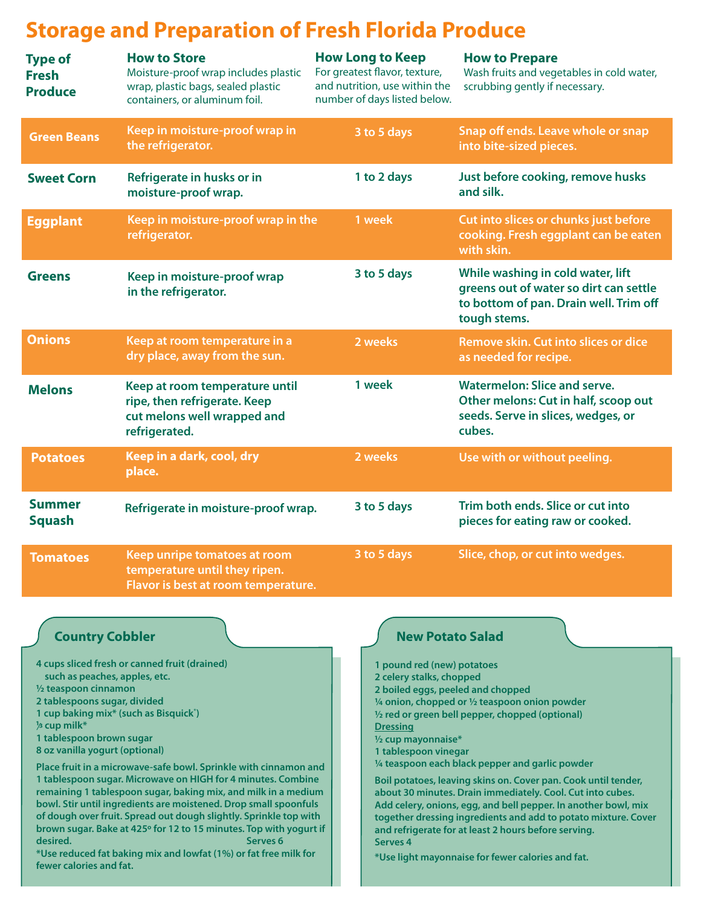# Storage and Preparation of Fresh Florida Produce

| Type of Fresh Produce | How to Store<br>Moisture-proof wrap includes plastic wrap, plastic bags, sealed plastic containers, or aluminum foil. | How Long to Keep<br>For greatest flavor, texture, and nutrition, use within the number of days listed below. | How to Prepare<br>Wash fruits and vegetables in cold water, scrubbing gently if necessary. |
|---|---|---|---|
| **Green Beans** | Keep in moisture-proof wrap in the refrigerator. | 3 to 5 days | Snap off ends. Leave whole or snap into bite-sized pieces. |
| **Sweet Corn** | Refrigerate in husks or in moisture-proof wrap. | 1 to 2 days | Just before cooking, remove husks and silk. |
| **Eggplant** | Keep in moisture-proof wrap in the refrigerator. | 1 week | Cut into slices or chunks just before cooking. Fresh eggplant can be eaten with skin. |
| **Greens** | Keep in moisture-proof wrap in the refrigerator. | 3 to 5 days | While washing in cold water, lift greens out of water so dirt can settle to bottom of pan. Drain well. Trim off tough stems. |
| **Onions** | Keep at room temperature in a dry place, away from the sun. | 2 weeks | Remove skin. Cut into slices or dice as needed for recipe. |
| **Melons** | Keep at room temperature until ripe, then refrigerate. Keep cut melons well wrapped and refrigerated. | 1 week | Watermelon: Slice and serve. Other melons: Cut in half, scoop out seeds. Serve in slices, wedges, or cubes. |
| **Potatoes** | Keep in a dark, cool, dry place. | 2 weeks | Use with or without peeling. |
| **Summer Squash** | Refrigerate in moisture-proof wrap. | 3 to 5 days | Trim both ends. Slice or cut into pieces for eating raw or cooked. |
| **Tomatoes** | Keep unripe tomatoes at room temperature until they ripen. Flavor is best at room temperature. | 3 to 5 days | Slice, chop, or cut into wedges. |

## Country Cobbler

4 cups sliced fresh or canned fruit (drained) such as peaches, apples, etc.
½ teaspoon cinnamon
2 tablespoons sugar, divided
1 cup baking mix* (such as Bisquick®)
⅓ cup milk*
1 tablespoon brown sugar
8 oz vanilla yogurt (optional)

Place fruit in a microwave-safe bowl. Sprinkle with cinnamon and 1 tablespoon sugar. Microwave on HIGH for 4 minutes. Combine remaining 1 tablespoon sugar, baking mix, and milk in a medium bowl. Stir until ingredients are moistened. Drop small spoonfuls of dough over fruit. Spread out dough slightly. Sprinkle top with brown sugar. Bake at 425º for 12 to 15 minutes. Top with yogurt if desired.

Serves 6

*Use reduced fat baking mix and lowfat (1%) or fat free milk for fewer calories and fat.

## New Potato Salad

1 pound red (new) potatoes
2 celery stalks, chopped
2 boiled eggs, peeled and chopped
¼ onion, chopped or ½ teaspoon onion powder
½ red or green bell pepper, chopped (optional)

Dressing
½ cup mayonnaise*
1 tablespoon vinegar
¼ teaspoon each black pepper and garlic powder

Boil potatoes, leaving skins on. Cover pan. Cook until tender, about 30 minutes. Drain immediately. Cool. Cut into cubes. Add celery, onions, egg, and bell pepper. In another bowl, mix together dressing ingredients and add to potato mixture. Cover and refrigerate for at least 2 hours before serving.

Serves 4

*Use light mayonnaise for fewer calories and fat.